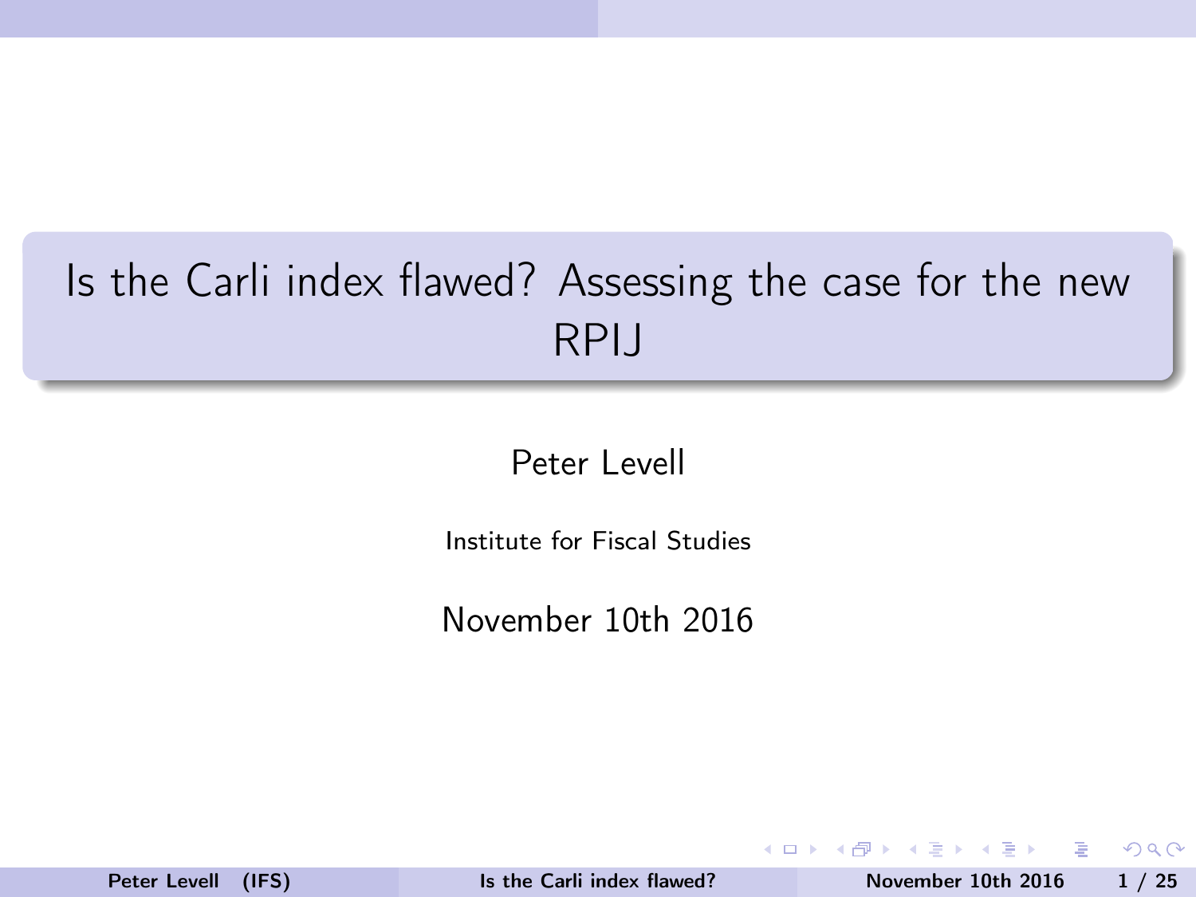# Is the Carli index flawed? Assessing the case for the new RPIJ

Peter Levell

Institute for Fiscal Studies

November 10th 2016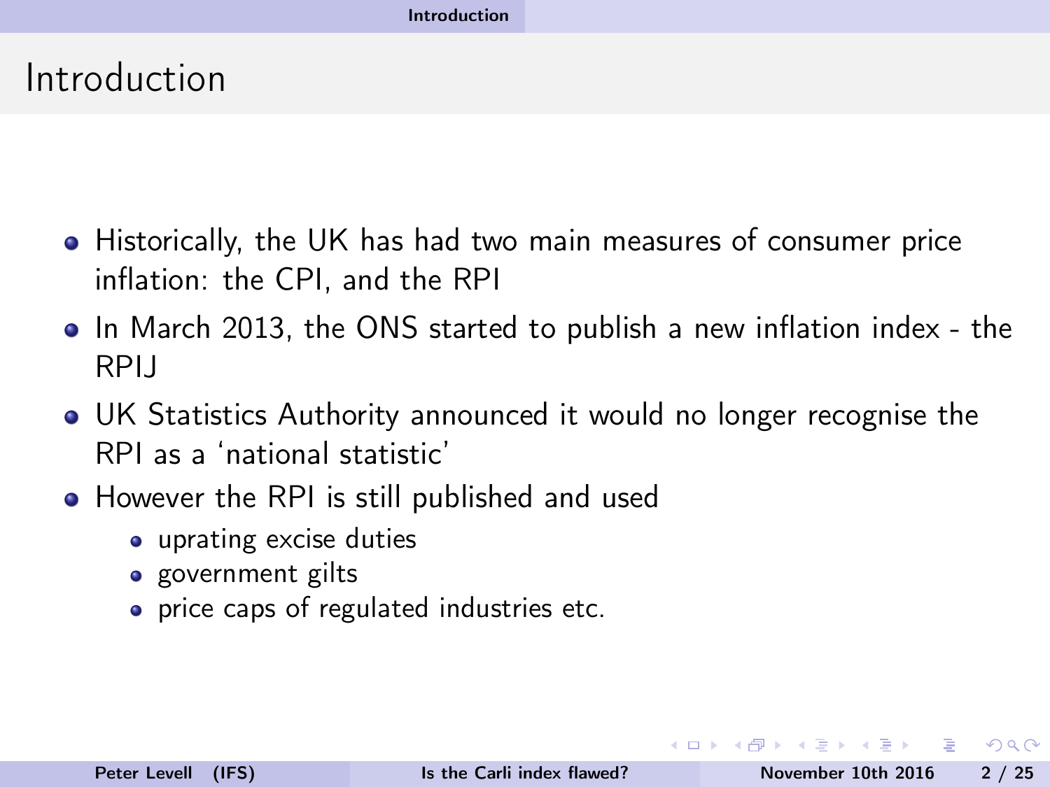# Introduction

- Historically, the UK has had two main measures of consumer price inflation: the CPI, and the RPI
- In March 2013, the ONS started to publish a new inflation index - the RPIJ
- UK Statistics Authority announced it would no longer recognise the RPI as a 'national statistic'
- However the RPI is still published and used
  - uprating excise duties
  - government gilts
  - price caps of regulated industries etc.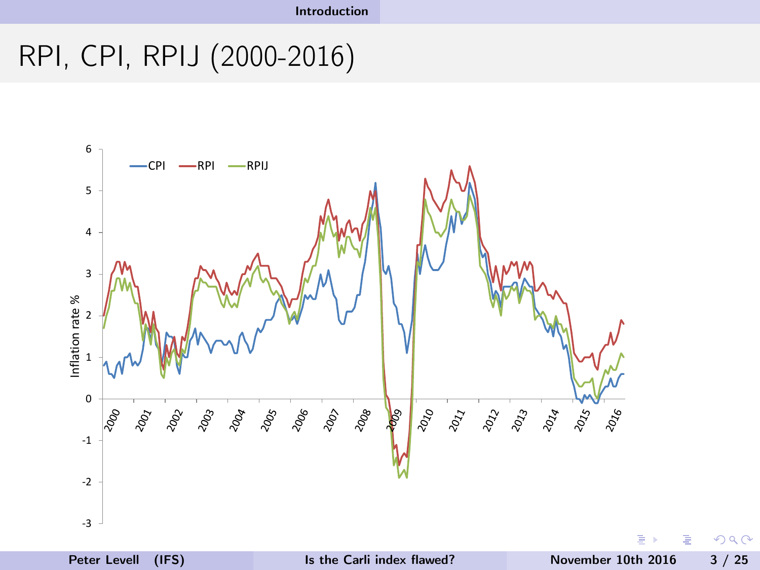# RPI, CPI, RPIJ (2000-2016)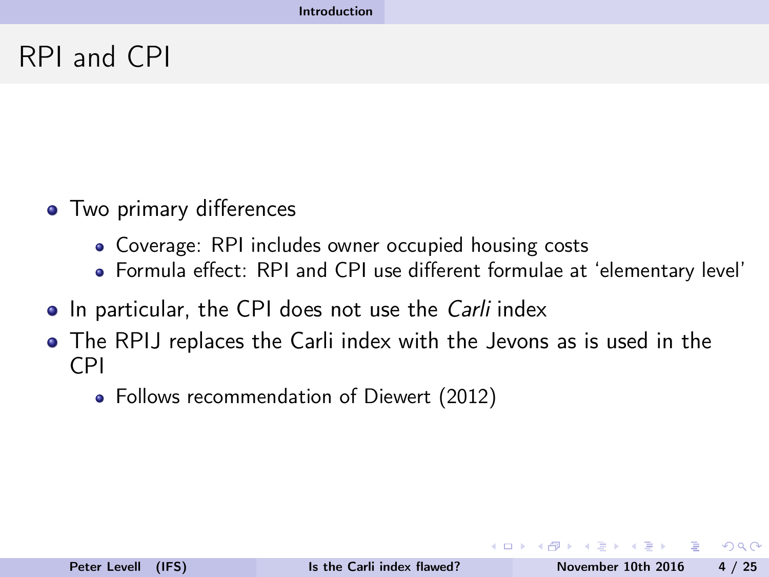# RPI and CPI

- Two primary differences
  - Coverage: RPI includes owner occupied housing costs
  - Formula effect: RPI and CPI use different formulae at 'elementary level'
- In particular, the CPI does not use the *Carli* index
- The RPIJ replaces the Carli index with the Jevons as is used in the CPI
  - Follows recommendation of Diewert (2012)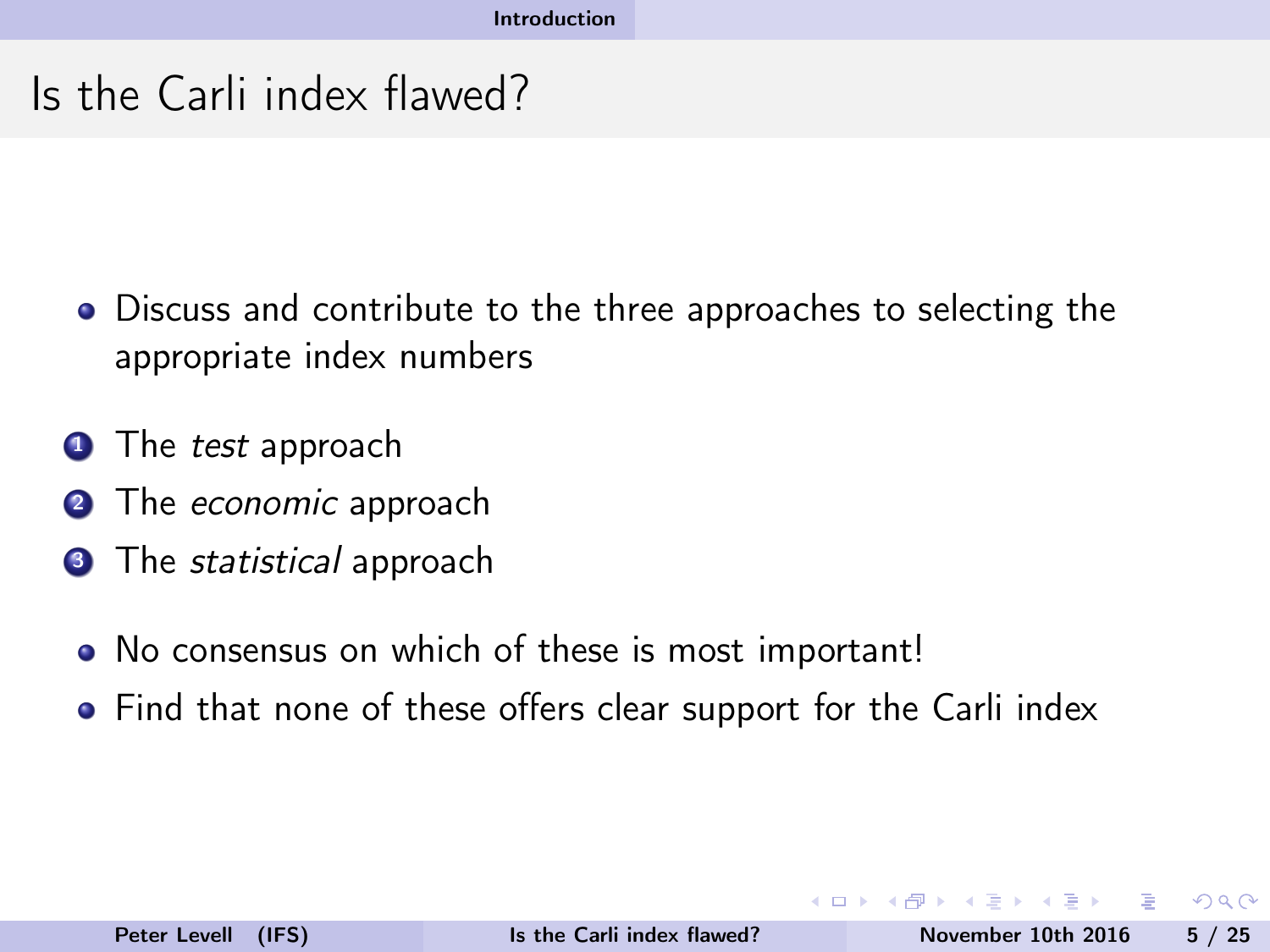# Is the Carli index flawed?

- Discuss and contribute to the three approaches to selecting the appropriate index numbers

1. The *test* approach
2. The *economic* approach
3. The *statistical* approach

- No consensus on which of these is most important!
- Find that none of these offers clear support for the Carli index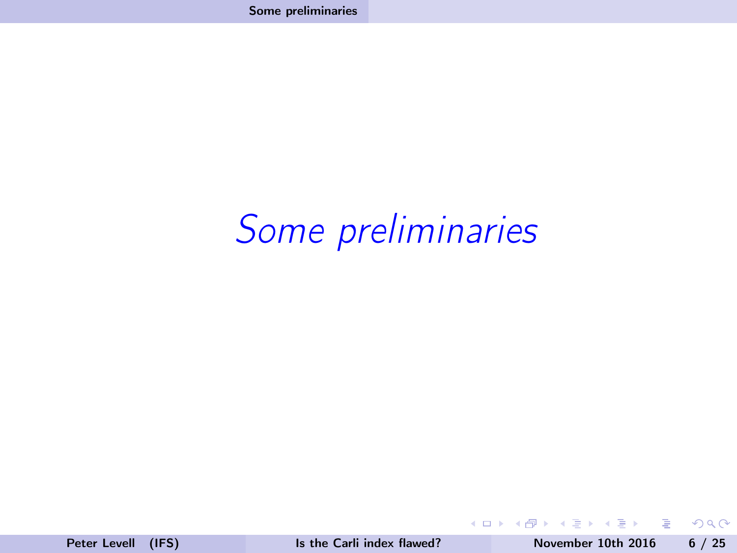# *Some preliminaries*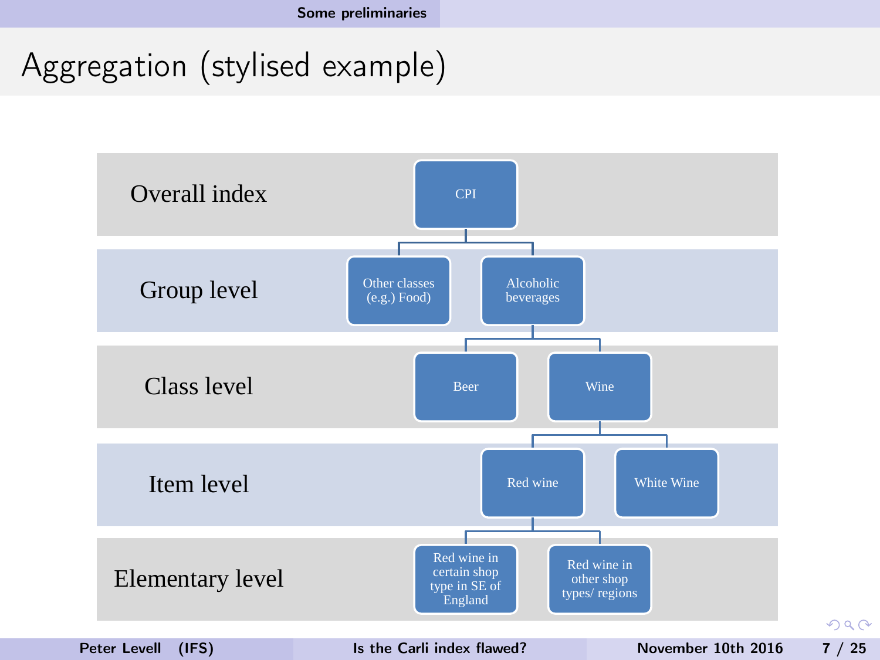## Aggregation (stylised example)

| Level | Nodes |
|---|---|
| Overall index | CPI |
| Group level | Other classes (e.g.) Food); Alcoholic beverages |
| Class level | Beer; Wine |
| Item level | Red wine; White Wine |
| Elementary level | Red wine in certain shop type in SE of England; Red wine in other shop types/ regions |

- CPI
  - Other classes (e.g.) Food)
  - Alcoholic beverages
    - Beer
    - Wine
      - Red wine
        - Red wine in certain shop type in SE of England
        - Red wine in other shop types/ regions
      - White Wine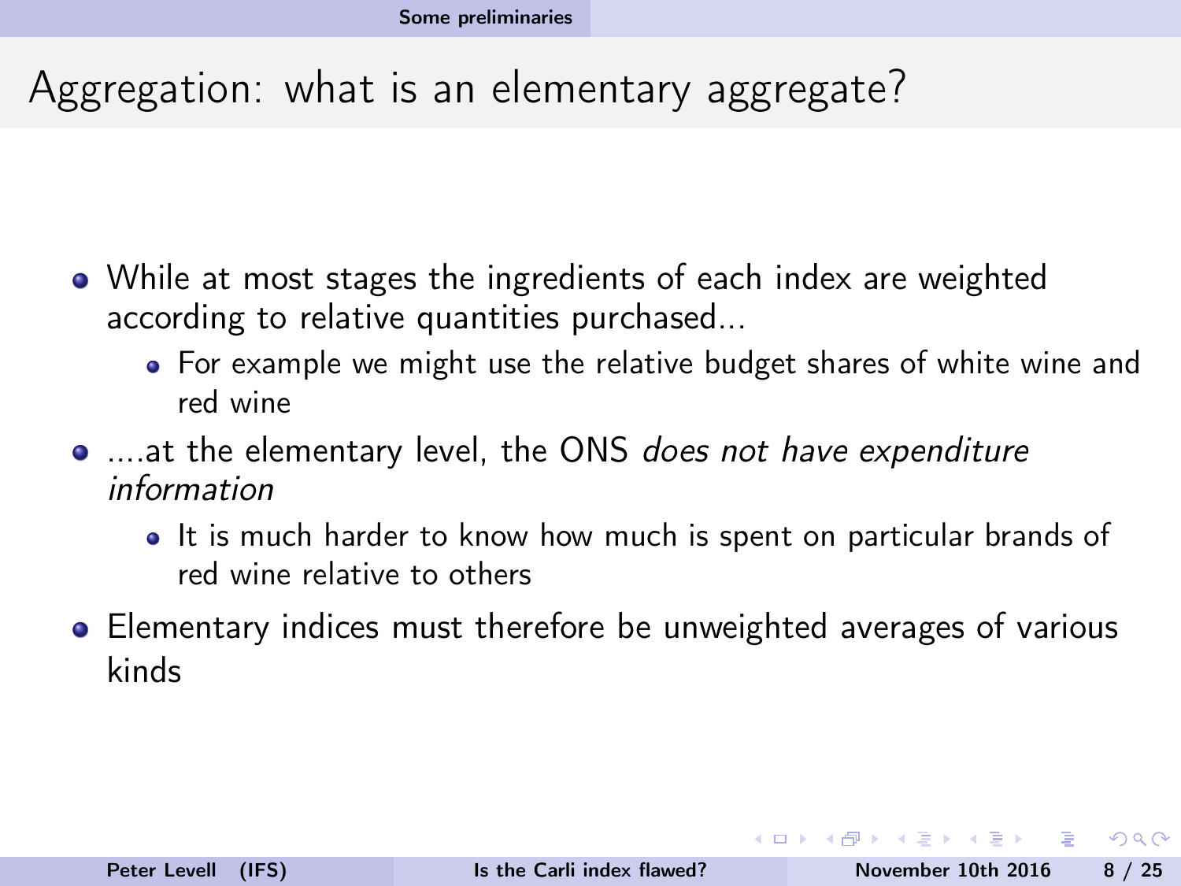# Aggregation: what is an elementary aggregate?

- While at most stages the ingredients of each index are weighted according to relative quantities purchased...
  - For example we might use the relative budget shares of white wine and red wine
- ....at the elementary level, the ONS *does not have expenditure information*
  - It is much harder to know how much is spent on particular brands of red wine relative to others
- Elementary indices must therefore be unweighted averages of various kinds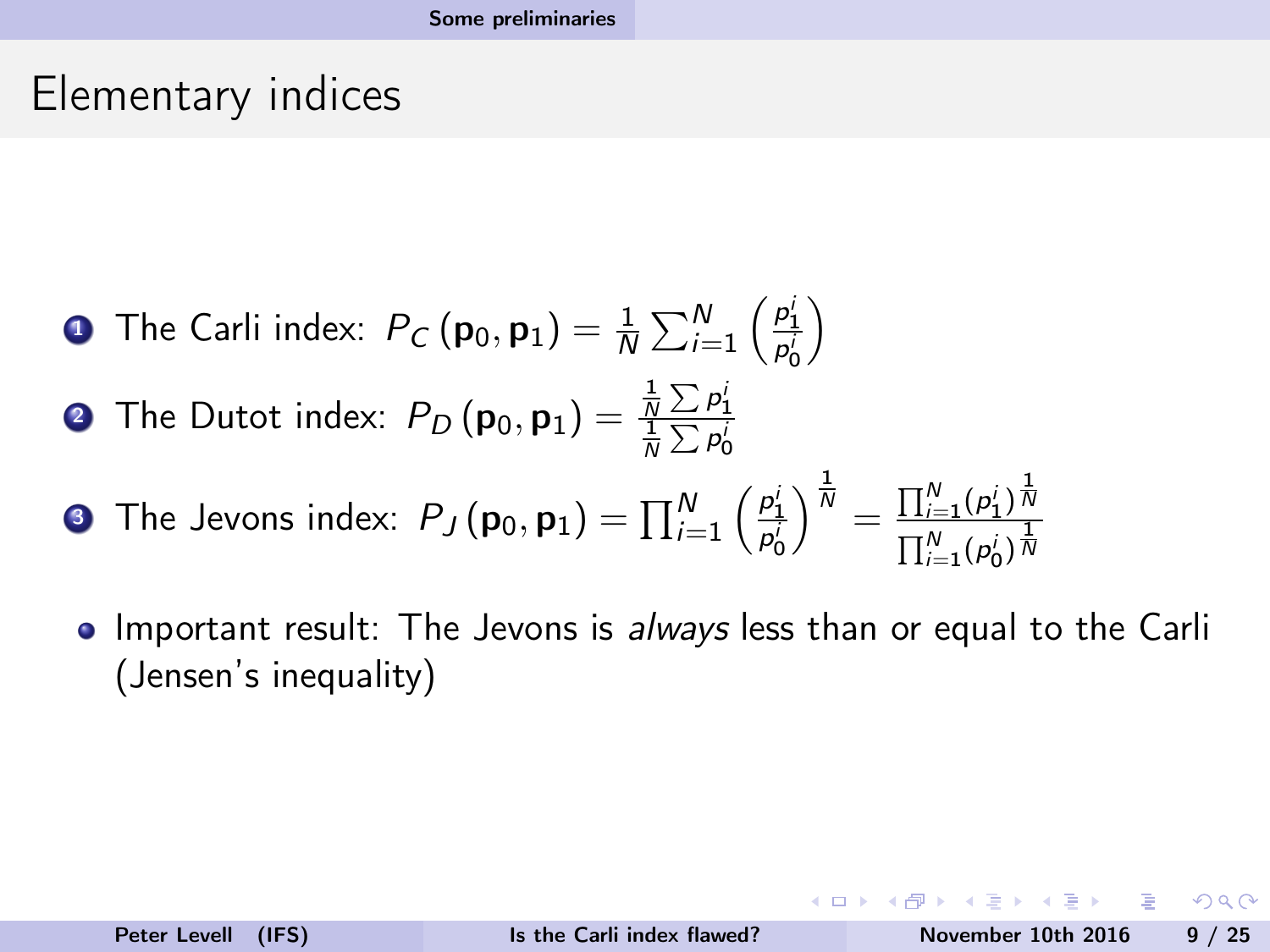# Elementary indices

1. The Carli index: $P_C(\mathbf{p}_0, \mathbf{p}_1) = \frac{1}{N}\sum_{i=1}^{N}\left(\frac{p_1^i}{p_0^i}\right)$
2. The Dutot index: $P_D(\mathbf{p}_0, \mathbf{p}_1) = \frac{\frac{1}{N}\sum p_1^i}{\frac{1}{N}\sum p_0^i}$
3. The Jevons index: $P_J(\mathbf{p}_0, \mathbf{p}_1) = \prod_{i=1}^{N}\left(\frac{p_1^i}{p_0^i}\right)^{\frac{1}{N}} = \frac{\prod_{i=1}^{N}(p_1^i)^{\frac{1}{N}}}{\prod_{i=1}^{N}(p_0^i)^{\frac{1}{N}}}$

- Important result: The Jevons is *always* less than or equal to the Carli (Jensen's inequality)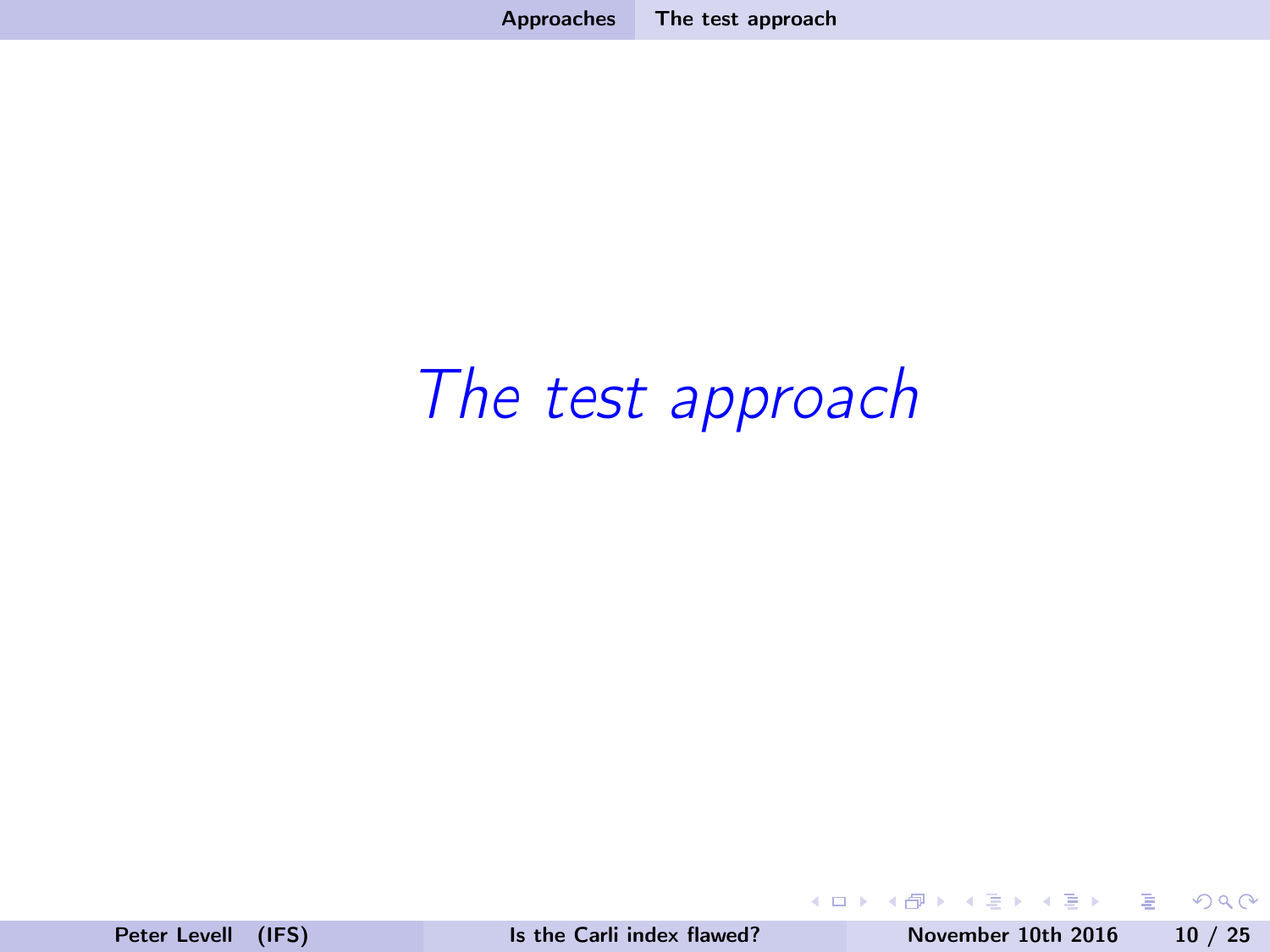# *The test approach*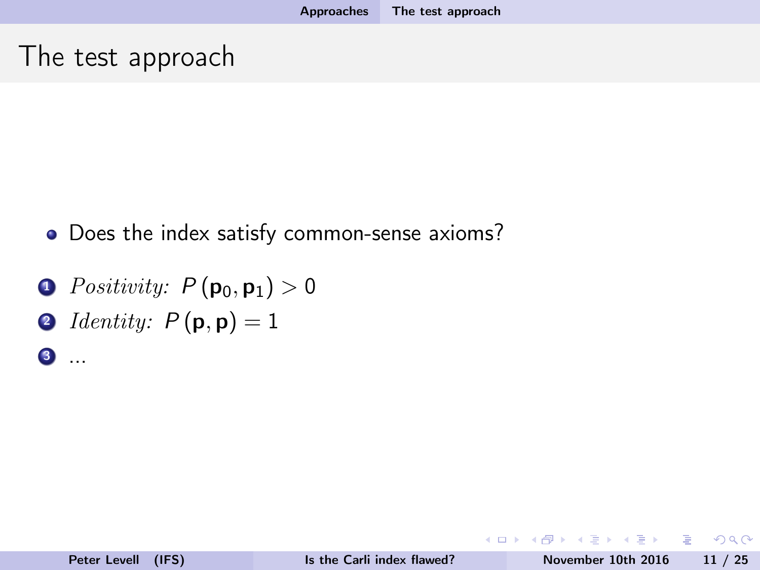# The test approach

- Does the index satisfy common-sense axioms?

1. *Positivity:* $P(\mathbf{p}_0, \mathbf{p}_1) > 0$
2. *Identity:* $P(\mathbf{p}, \mathbf{p}) = 1$
3. ...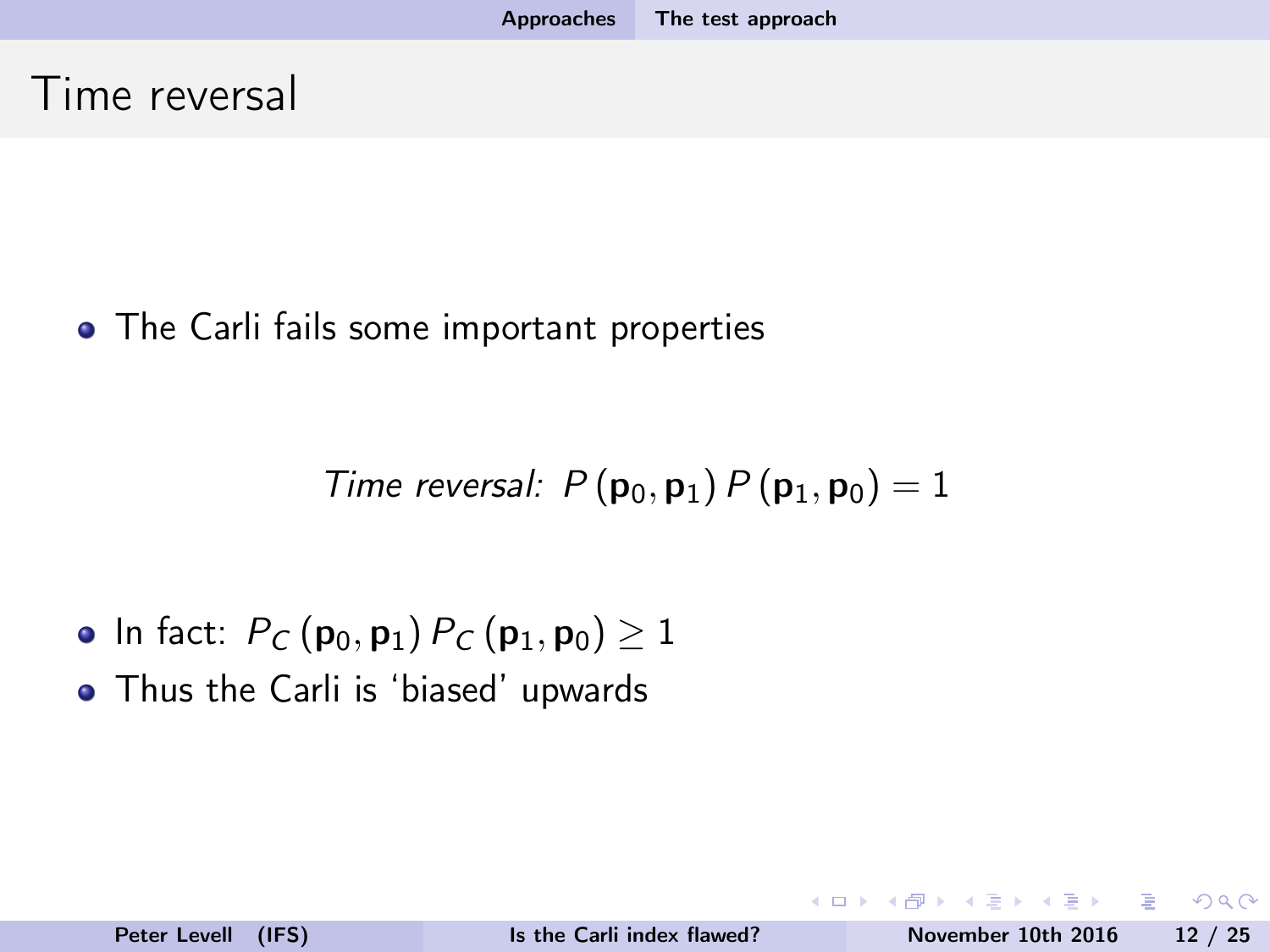# Time reversal

- The Carli fails some important properties

$$\textit{Time reversal:}\ P(\mathbf{p}_0, \mathbf{p}_1)\, P(\mathbf{p}_1, \mathbf{p}_0) = 1$$

- In fact: $P_C(\mathbf{p}_0, \mathbf{p}_1)\, P_C(\mathbf{p}_1, \mathbf{p}_0) \geq 1$
- Thus the Carli is 'biased' upwards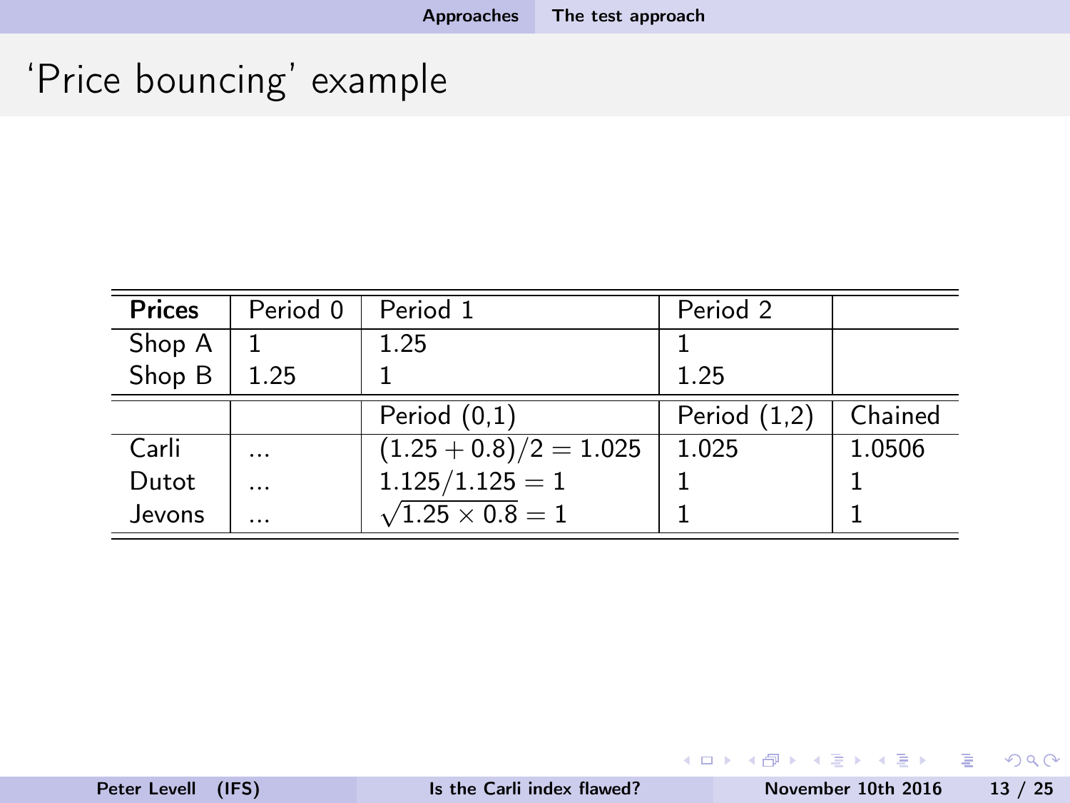# 'Price bouncing' example

| **Prices** | Period 0 | Period 1 | Period 2 | |
|---|---|---|---|---|
| Shop A | 1 | 1.25 | 1 | |
| Shop B | 1.25 | 1 | 1.25 | |
| | | Period (0,1) | Period (1,2) | Chained |
| Carli | ... | $(1.25 + 0.8)/2 = 1.025$ | 1.025 | 1.0506 |
| Dutot | ... | $1.125/1.125 = 1$ | 1 | 1 |
| Jevons | ... | $\sqrt{1.25 \times 0.8} = 1$ | 1 | 1 |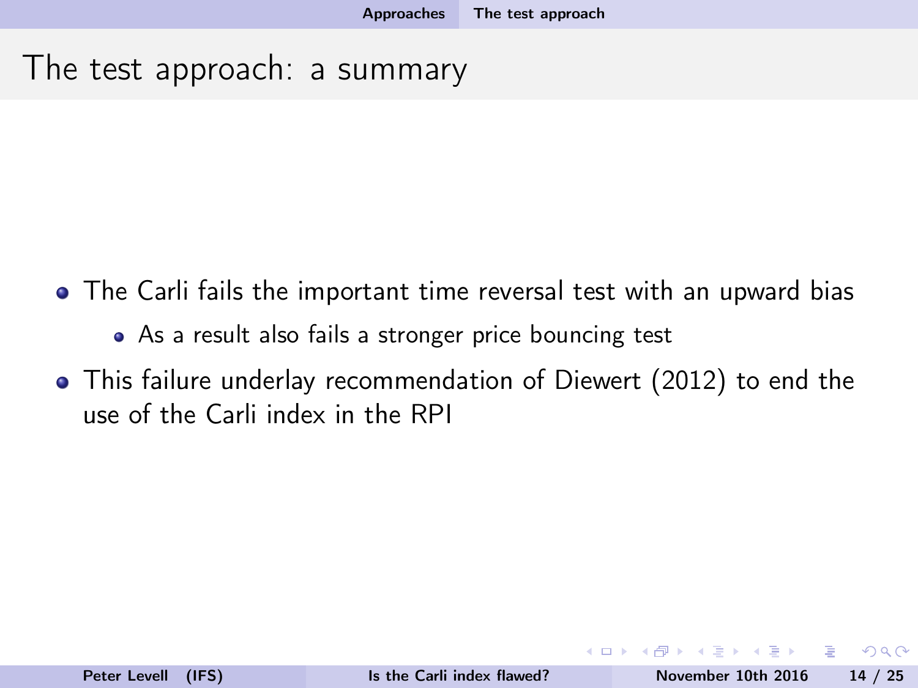# The test approach: a summary

- The Carli fails the important time reversal test with an upward bias
  - As a result also fails a stronger price bouncing test
- This failure underlay recommendation of Diewert (2012) to end the use of the Carli index in the RPI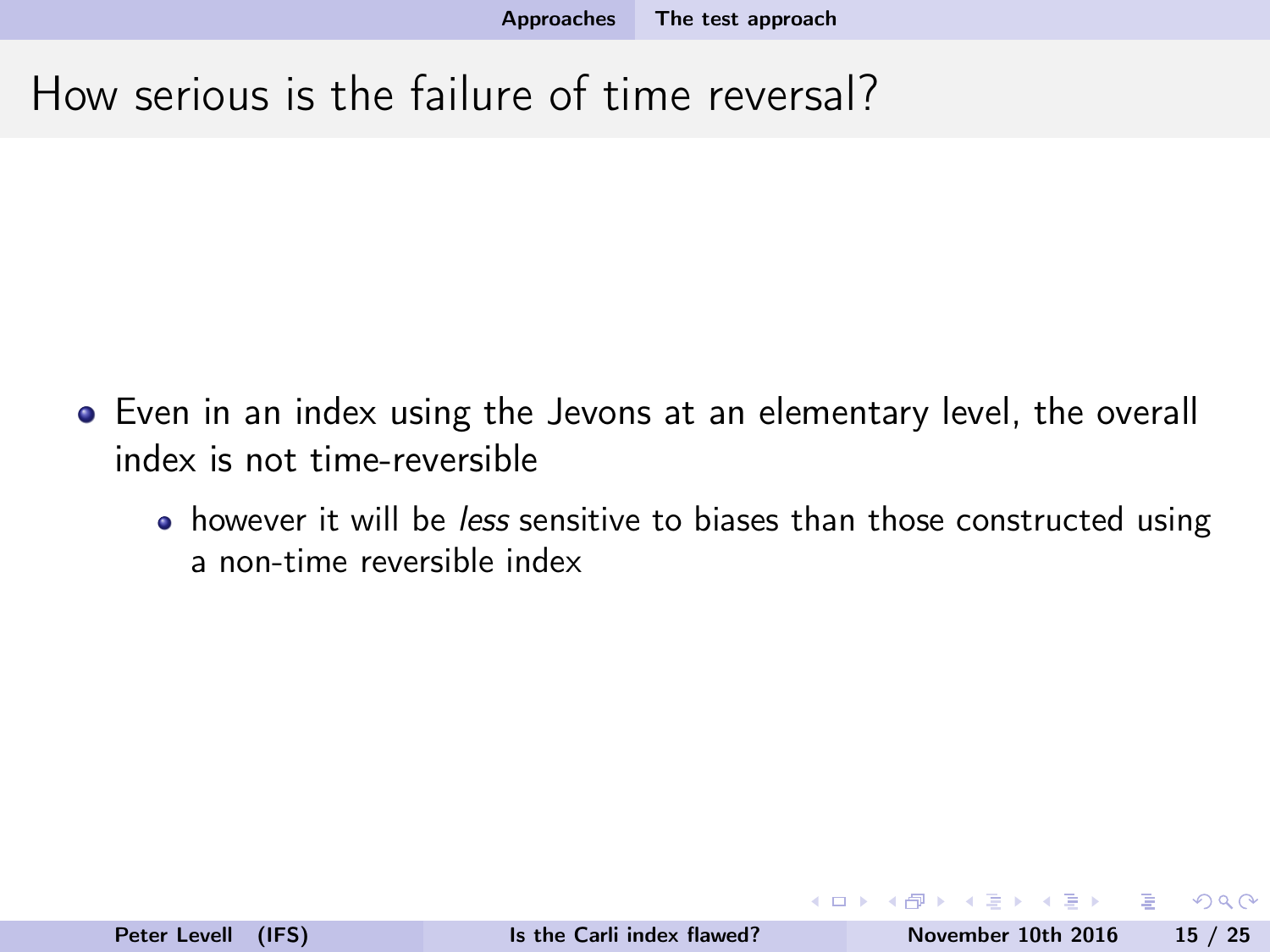# How serious is the failure of time reversal?

- Even in an index using the Jevons at an elementary level, the overall index is not time-reversible
  - however it will be *less* sensitive to biases than those constructed using a non-time reversible index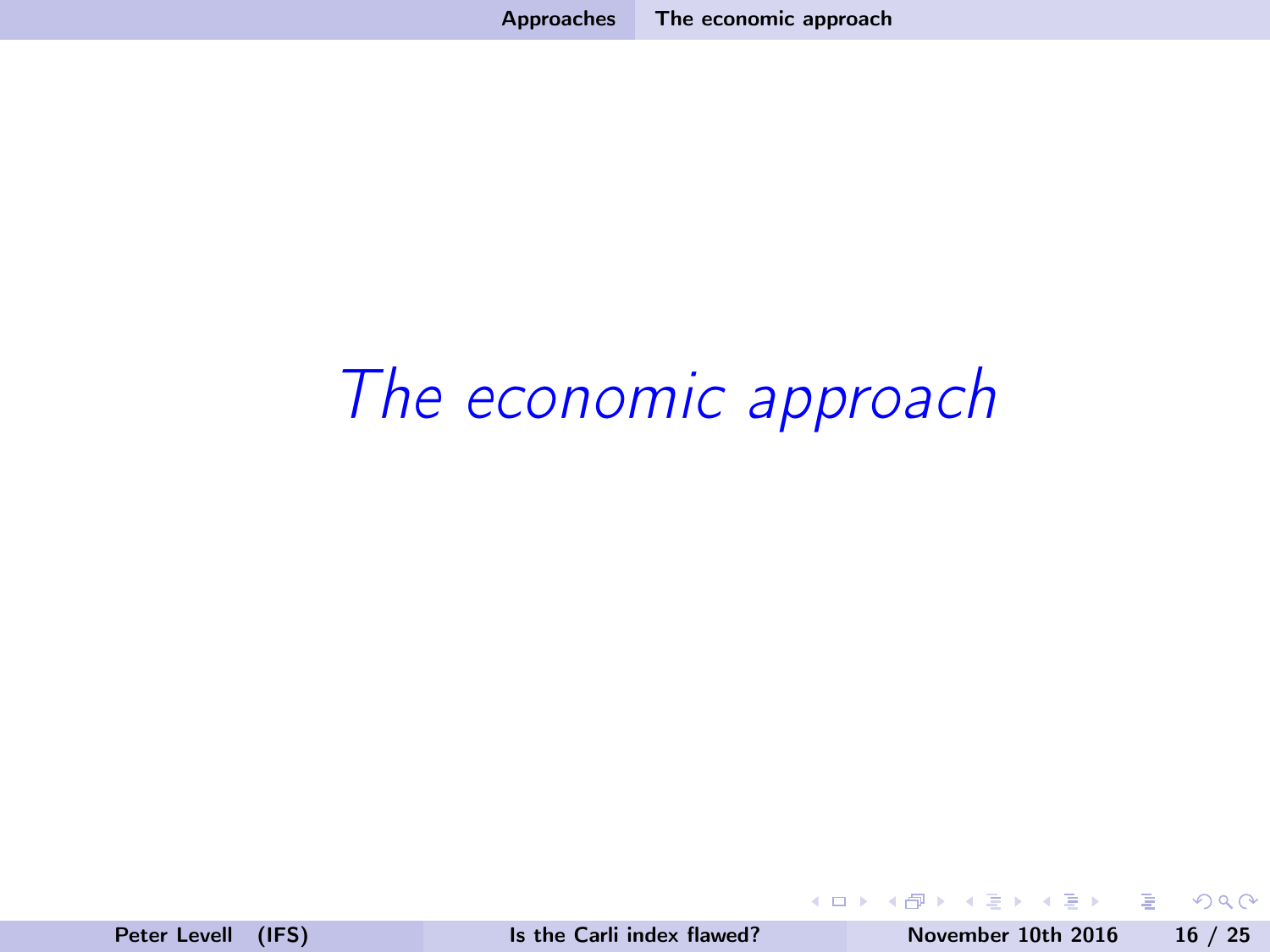# *The economic approach*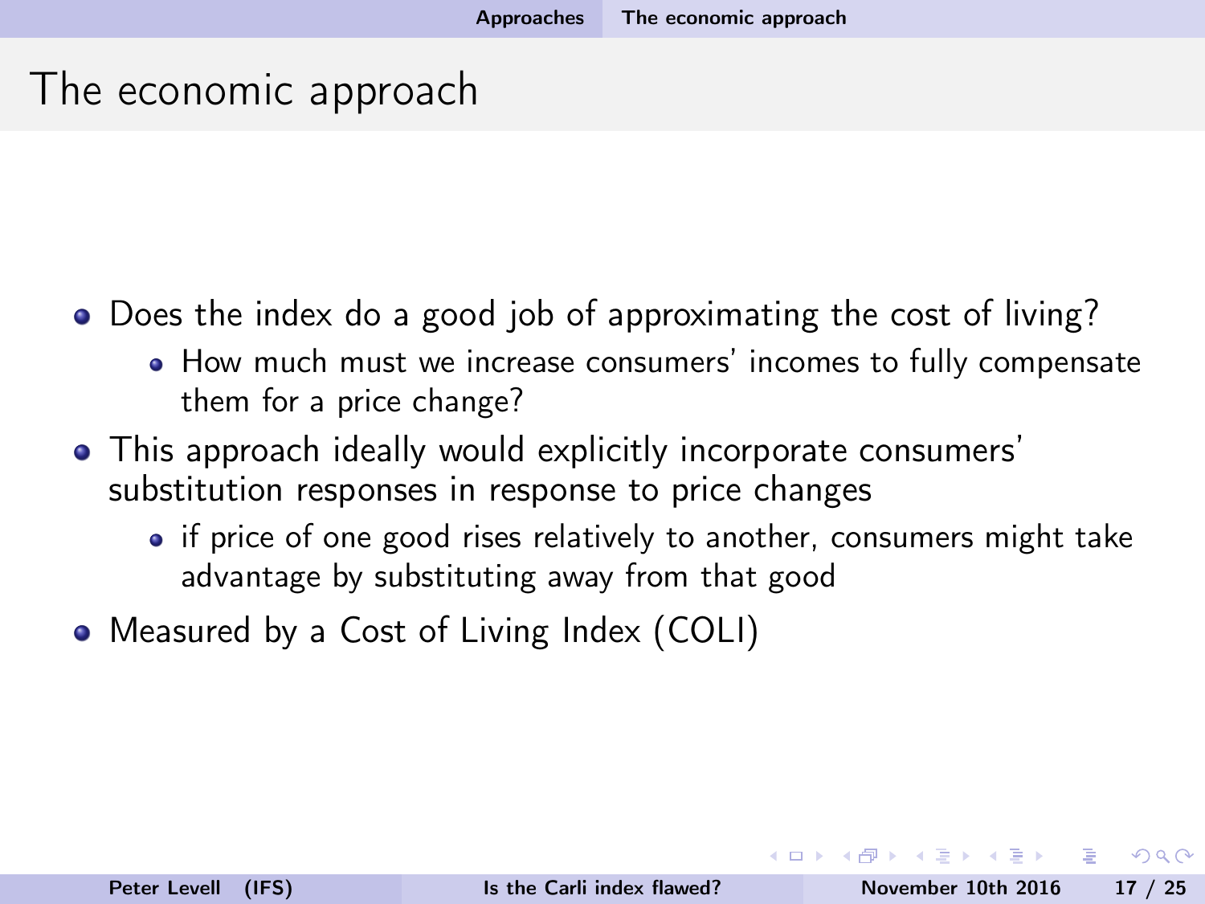# The economic approach

- Does the index do a good job of approximating the cost of living?
  - How much must we increase consumers' incomes to fully compensate them for a price change?
- This approach ideally would explicitly incorporate consumers' substitution responses in response to price changes
  - if price of one good rises relatively to another, consumers might take advantage by substituting away from that good
- Measured by a Cost of Living Index (COLI)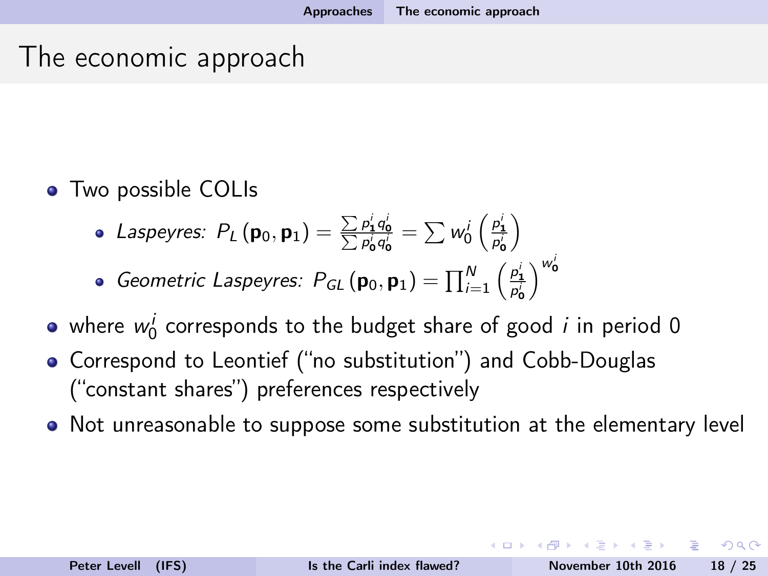# The economic approach

- Two possible COLIs
  - *Laspeyres:* $P_L(\mathbf{p}_0, \mathbf{p}_1) = \frac{\sum p^i_{\mathbf{1}} q^i_{\mathbf{0}}}{\sum p^i_{\mathbf{0}} q^i_{\mathbf{0}}} = \sum w^i_0 \left(\frac{p^i_{\mathbf{1}}}{p^i_{\mathbf{0}}}\right)$
  - *Geometric Laspeyres:* $P_{GL}(\mathbf{p}_0, \mathbf{p}_1) = \prod_{i=1}^{N} \left(\frac{p^i_{\mathbf{1}}}{p^i_{\mathbf{0}}}\right)^{w^i_{\mathbf{0}}}$
- where $w^i_0$ corresponds to the budget share of good $i$ in period 0
- Correspond to Leontief ("no substitution") and Cobb-Douglas ("constant shares") preferences respectively
- Not unreasonable to suppose some substitution at the elementary level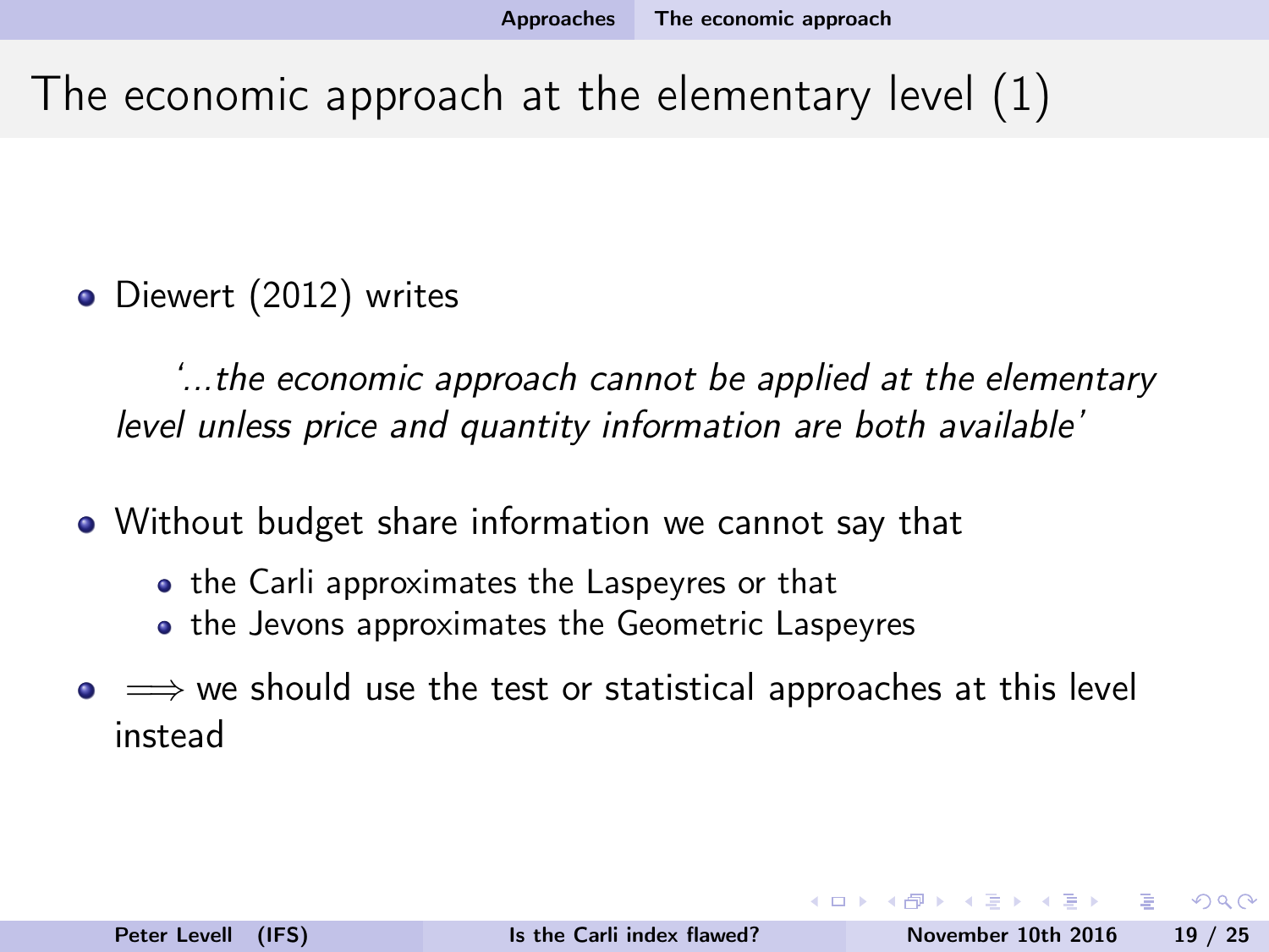# The economic approach at the elementary level (1)

- Diewert (2012) writes

  *'...the economic approach cannot be applied at the elementary level unless price and quantity information are both available'*

- Without budget share information we cannot say that
  - the Carli approximates the Laspeyres or that
  - the Jevons approximates the Geometric Laspeyres
- $\Longrightarrow$ we should use the test or statistical approaches at this level instead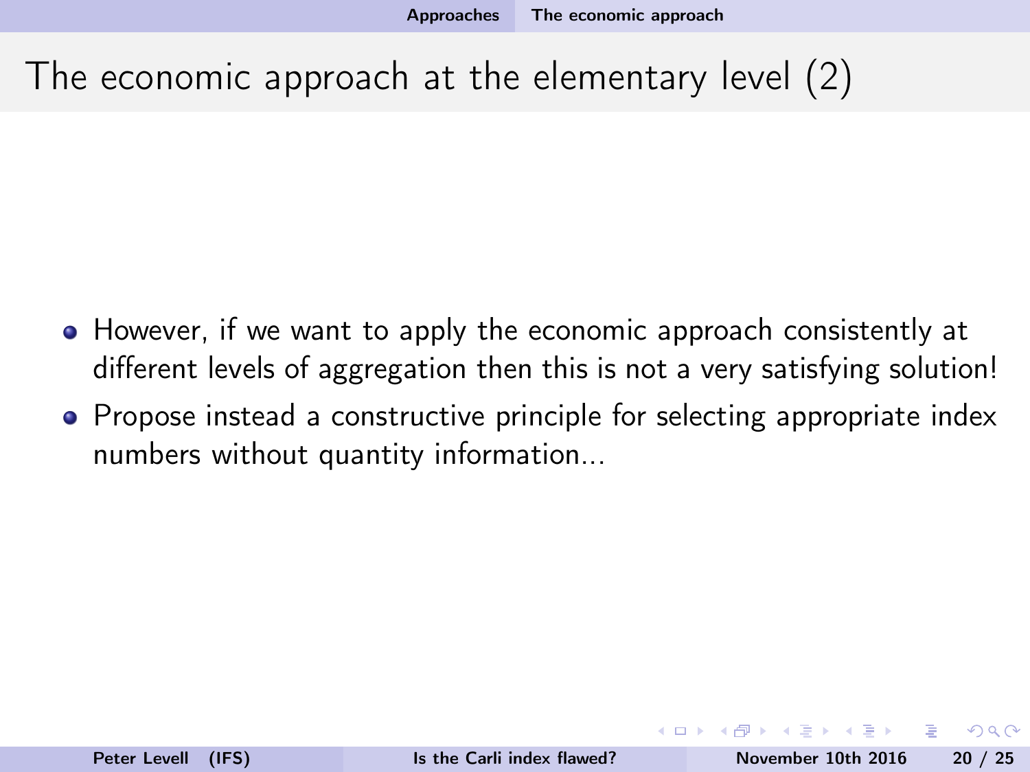# The economic approach at the elementary level (2)

- However, if we want to apply the economic approach consistently at different levels of aggregation then this is not a very satisfying solution!
- Propose instead a constructive principle for selecting appropriate index numbers without quantity information...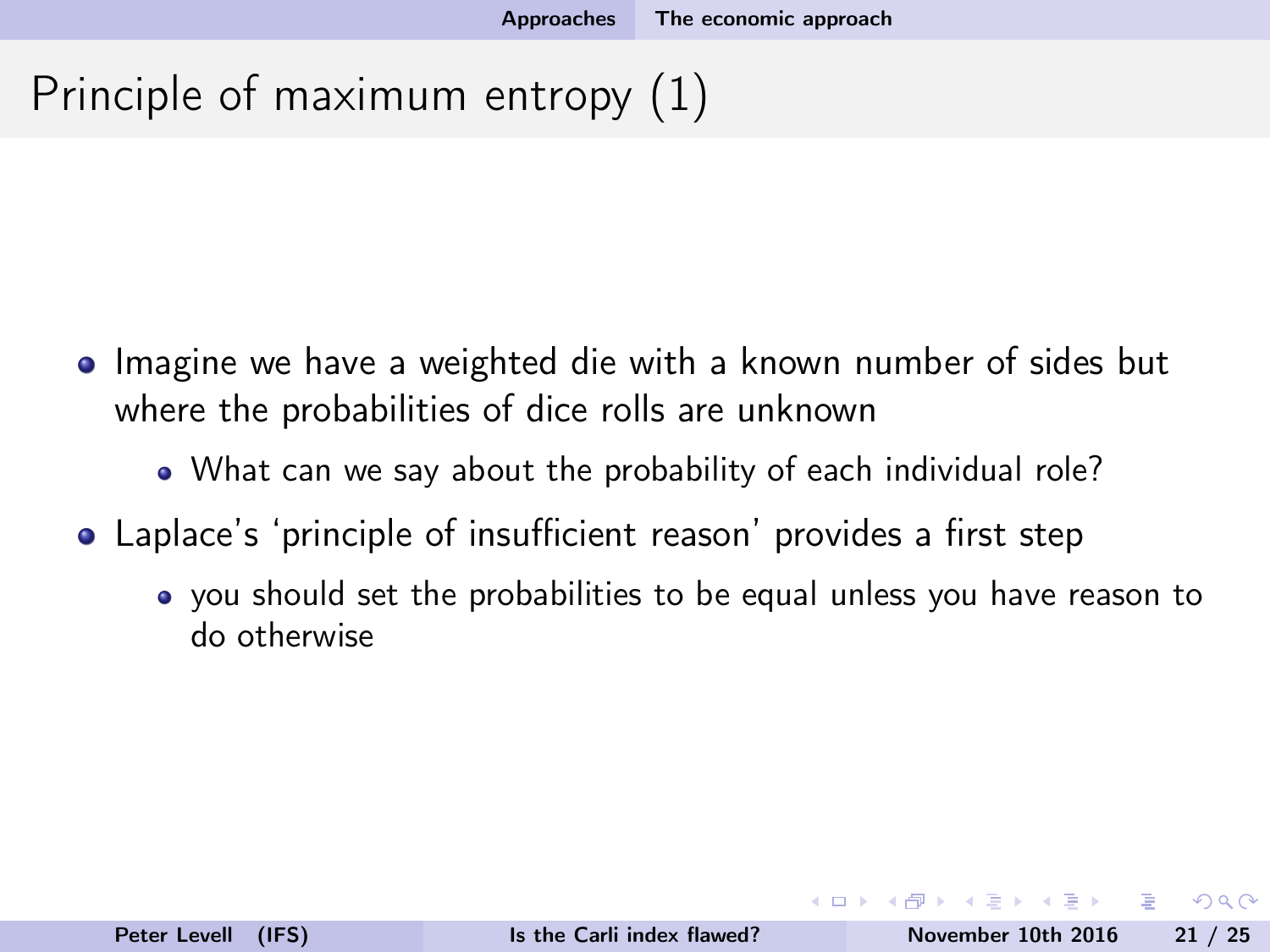# Principle of maximum entropy (1)

- Imagine we have a weighted die with a known number of sides but where the probabilities of dice rolls are unknown
  - What can we say about the probability of each individual role?
- Laplace's 'principle of insufficient reason' provides a first step
  - you should set the probabilities to be equal unless you have reason to do otherwise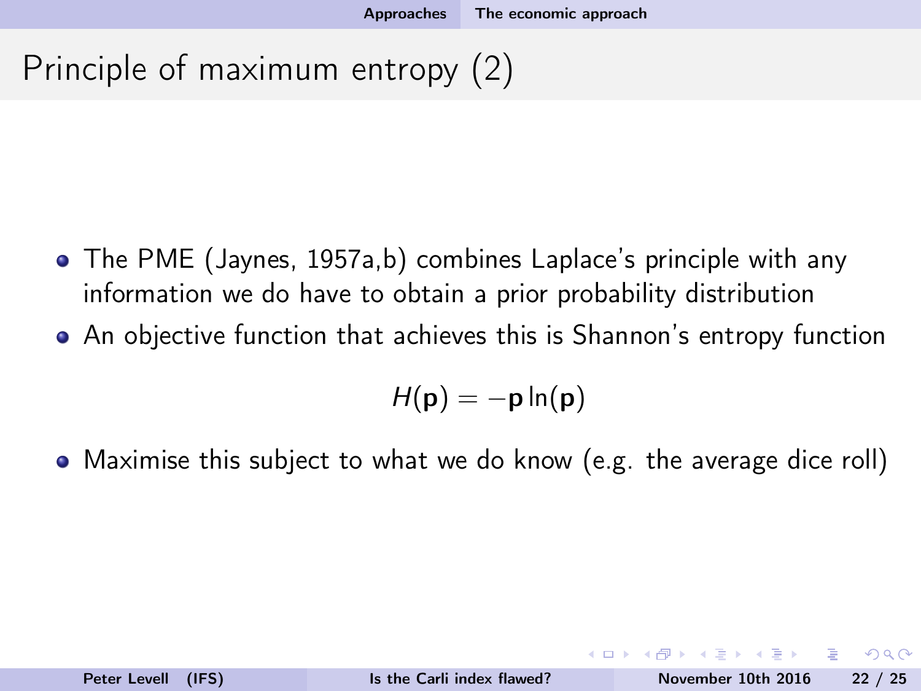# Principle of maximum entropy (2)

- The PME (Jaynes, 1957a,b) combines Laplace's principle with any information we do have to obtain a prior probability distribution
- An objective function that achieves this is Shannon's entropy function

$$H(\mathbf{p}) = -\mathbf{p}\ln(\mathbf{p})$$

- Maximise this subject to what we do know (e.g. the average dice roll)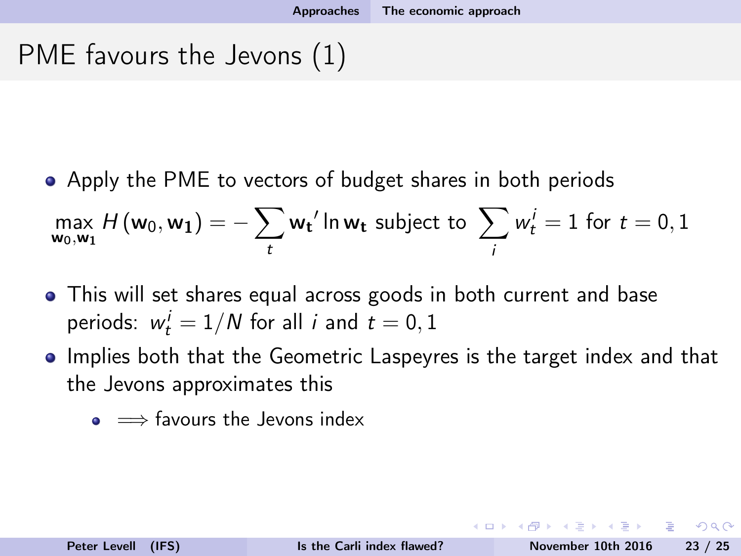# PME favours the Jevons (1)

- Apply the PME to vectors of budget shares in both periods

$$\max_{\mathbf{w_0},\mathbf{w_1}} H(\mathbf{w}_0, \mathbf{w_1}) = -\sum_t \mathbf{w_t}' \ln \mathbf{w_t} \text{ subject to } \sum_i w_t^i = 1 \text{ for } t = 0, 1$$

- This will set shares equal across goods in both current and base periods: $w_t^i = 1/N$ for all $i$ and $t = 0, 1$
- Implies both that the Geometric Laspeyres is the target index and that the Jevons approximates this
  - $\implies$ favours the Jevons index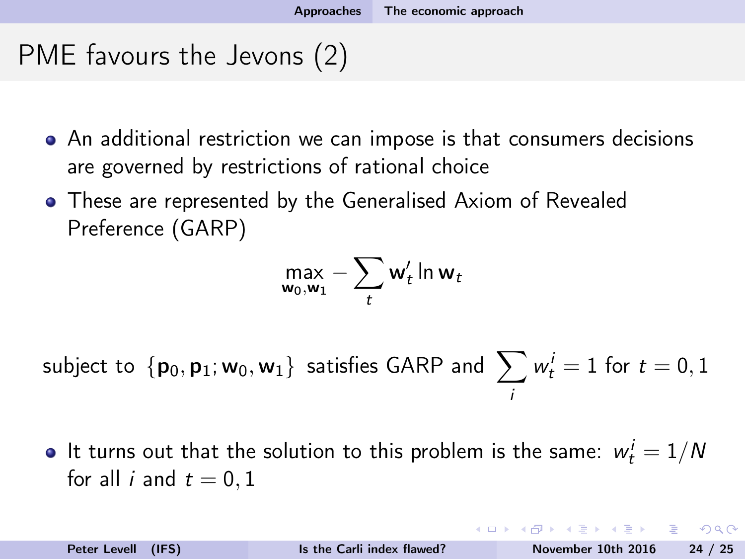# PME favours the Jevons (2)

- An additional restriction we can impose is that consumers decisions are governed by restrictions of rational choice
- These are represented by the Generalised Axiom of Revealed Preference (GARP)

$$\max_{\mathbf{w}_0, \mathbf{w}_1} -\sum_t \mathbf{w}_t' \ln \mathbf{w}_t$$

subject to $\{\mathbf{p}_0, \mathbf{p}_1; \mathbf{w}_0, \mathbf{w}_1\}$ satisfies GARP and $\sum_i w_t^i = 1$ for $t = 0, 1$

- It turns out that the solution to this problem is the same: $w_t^i = 1/N$ for all $i$ and $t = 0, 1$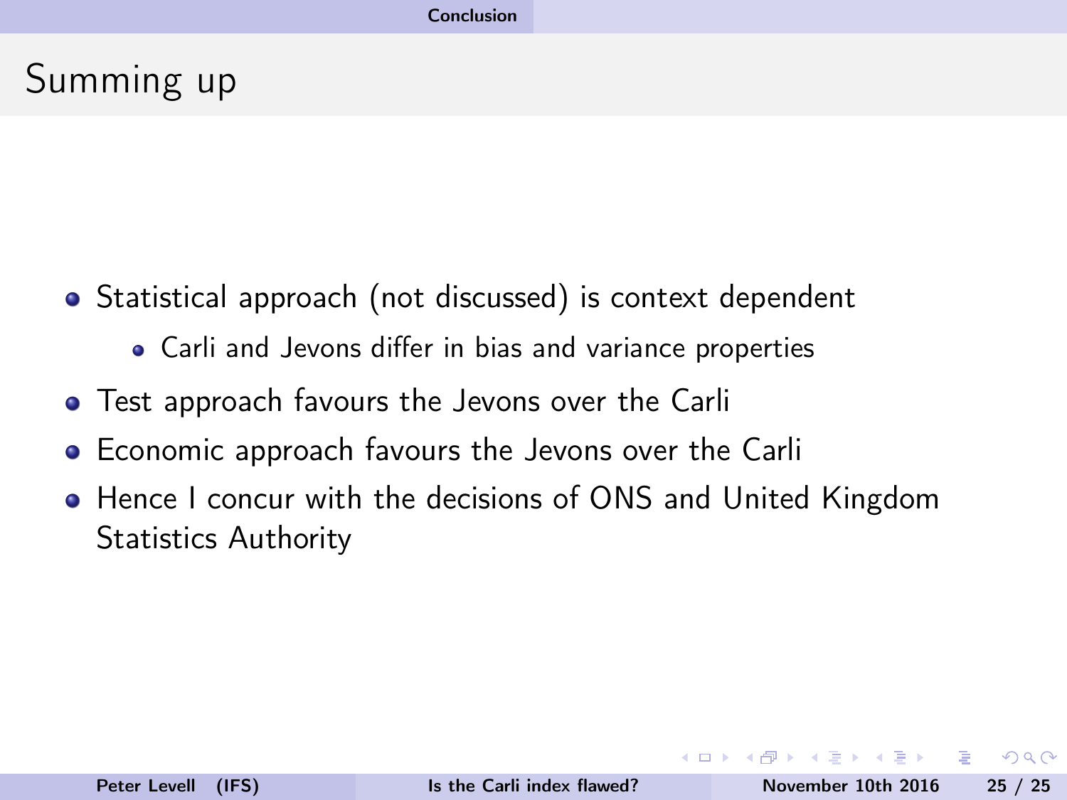# Summing up

- Statistical approach (not discussed) is context dependent
  - Carli and Jevons differ in bias and variance properties
- Test approach favours the Jevons over the Carli
- Economic approach favours the Jevons over the Carli
- Hence I concur with the decisions of ONS and United Kingdom Statistics Authority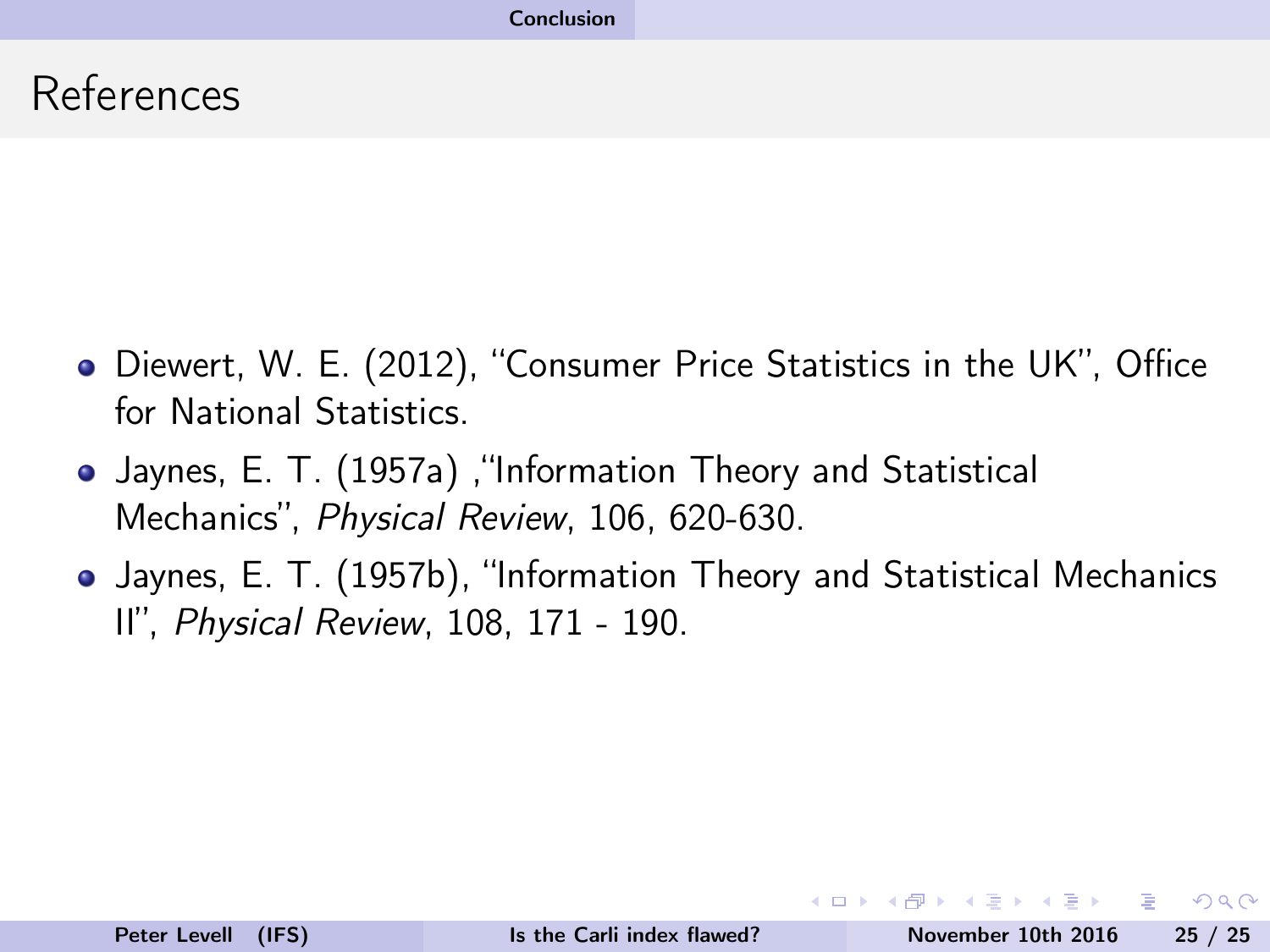# References

- Diewert, W. E. (2012), "Consumer Price Statistics in the UK", Office for National Statistics.
- Jaynes, E. T. (1957a) ,"Information Theory and Statistical Mechanics", *Physical Review*, 106, 620-630.
- Jaynes, E. T. (1957b), "Information Theory and Statistical Mechanics II", *Physical Review*, 108, 171 - 190.